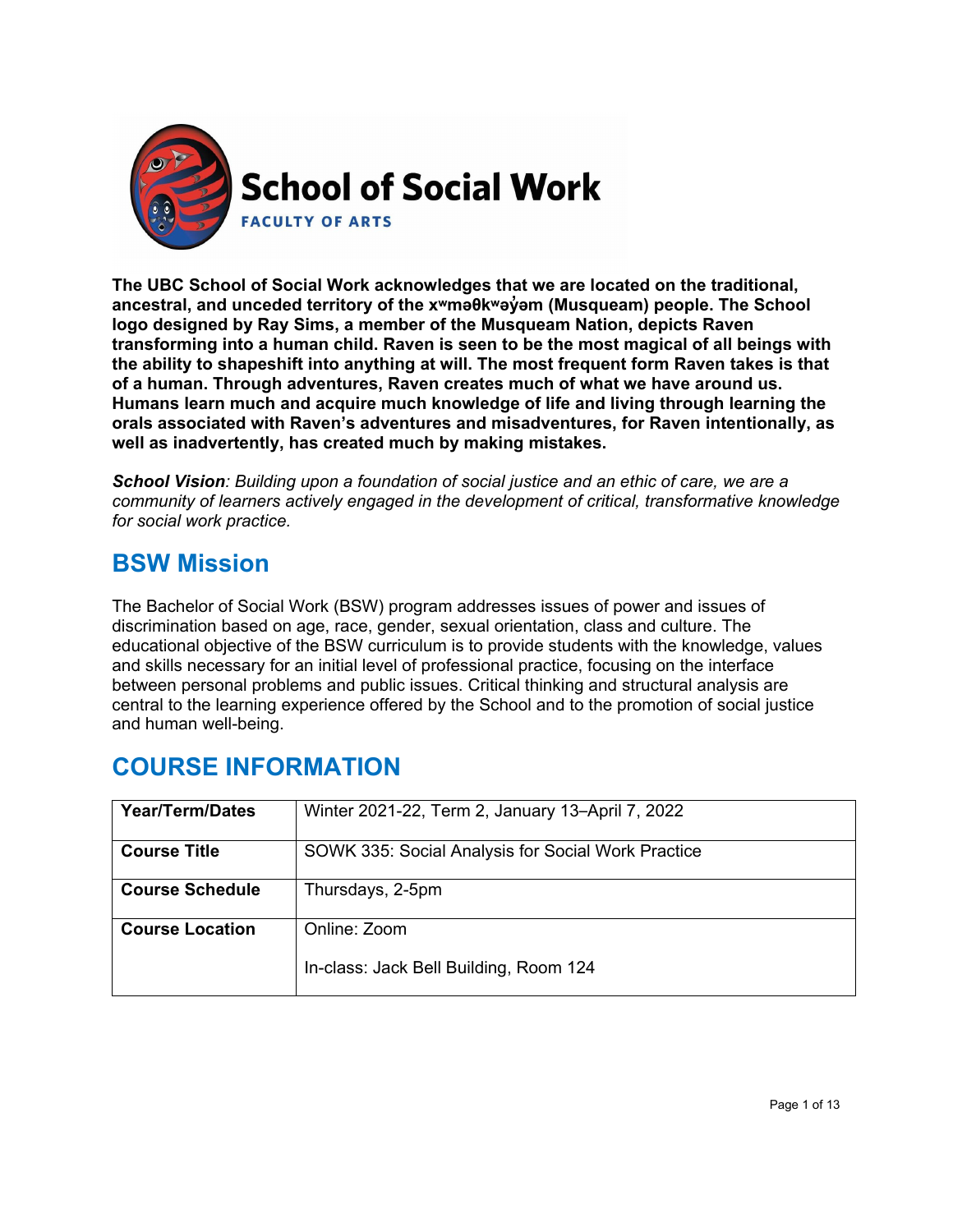# School of Social Work

FACULTY OF ARTS

**The UBC School of Social Work acknowledges that we are located on the traditional, ancestral, and unceded territory of the xʷməθkʷəy̓əm (Musqueam) people. The School logo designed by Ray Sims, a member of the Musqueam Nation, depicts Raven transforming into a human child. Raven is seen to be the most magical of all beings with the ability to shapeshift into anything at will. The most frequent form Raven takes is that of a human. Through adventures, Raven creates much of what we have around us. Humans learn much and acquire much knowledge of life and living through learning the orals associated with Raven's adventures and misadventures, for Raven intentionally, as well as inadvertently, has created much by making mistakes.**

***School Vision****: Building upon a foundation of social justice and an ethic of care, we are a community of learners actively engaged in the development of critical, transformative knowledge for social work practice.*

## BSW Mission

The Bachelor of Social Work (BSW) program addresses issues of power and issues of discrimination based on age, race, gender, sexual orientation, class and culture. The educational objective of the BSW curriculum is to provide students with the knowledge, values and skills necessary for an initial level of professional practice, focusing on the interface between personal problems and public issues. Critical thinking and structural analysis are central to the learning experience offered by the School and to the promotion of social justice and human well-being.

## COURSE INFORMATION

| | |
|---|---|
| **Year/Term/Dates** | Winter 2021-22, Term 2, January 13–April 7, 2022 |
| **Course Title** | SOWK 335: Social Analysis for Social Work Practice |
| **Course Schedule** | Thursdays, 2-5pm |
| **Course Location** | Online: Zoom<br><br>In-class: Jack Bell Building, Room 124 |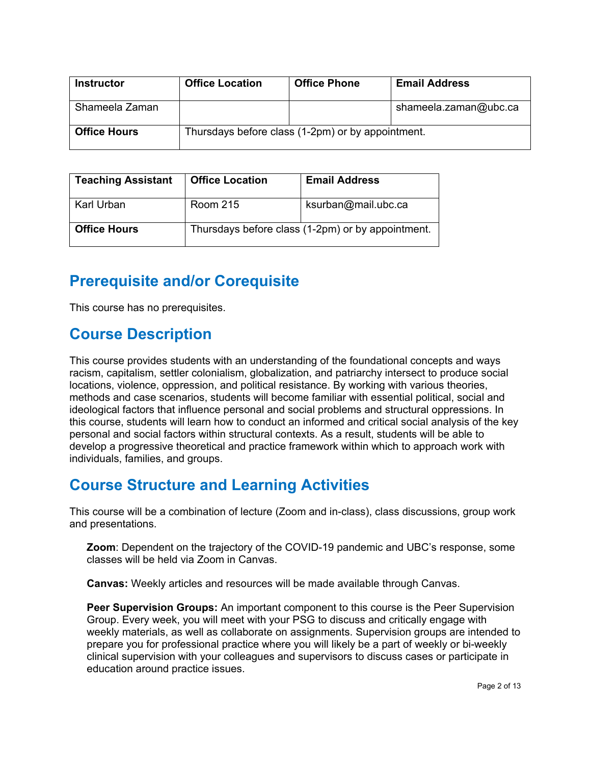| Instructor | Office Location | Office Phone | Email Address |
|---|---|---|---|
| Shameela Zaman | | | shameela.zaman@ubc.ca |
| **Office Hours** | Thursdays before class (1-2pm) or by appointment. | | |

| Teaching Assistant | Office Location | Email Address |
|---|---|---|
| Karl Urban | Room 215 | ksurban@mail.ubc.ca |
| **Office Hours** | Thursdays before class (1-2pm) or by appointment. | |

## Prerequisite and/or Corequisite

This course has no prerequisites.

## Course Description

This course provides students with an understanding of the foundational concepts and ways racism, capitalism, settler colonialism, globalization, and patriarchy intersect to produce social locations, violence, oppression, and political resistance. By working with various theories, methods and case scenarios, students will become familiar with essential political, social and ideological factors that influence personal and social problems and structural oppressions. In this course, students will learn how to conduct an informed and critical social analysis of the key personal and social factors within structural contexts. As a result, students will be able to develop a progressive theoretical and practice framework within which to approach work with individuals, families, and groups.

## Course Structure and Learning Activities

This course will be a combination of lecture (Zoom and in-class), class discussions, group work and presentations.

**Zoom**: Dependent on the trajectory of the COVID-19 pandemic and UBC's response, some classes will be held via Zoom in Canvas.

**Canvas:** Weekly articles and resources will be made available through Canvas.

**Peer Supervision Groups:** An important component to this course is the Peer Supervision Group. Every week, you will meet with your PSG to discuss and critically engage with weekly materials, as well as collaborate on assignments. Supervision groups are intended to prepare you for professional practice where you will likely be a part of weekly or bi-weekly clinical supervision with your colleagues and supervisors to discuss cases or participate in education around practice issues.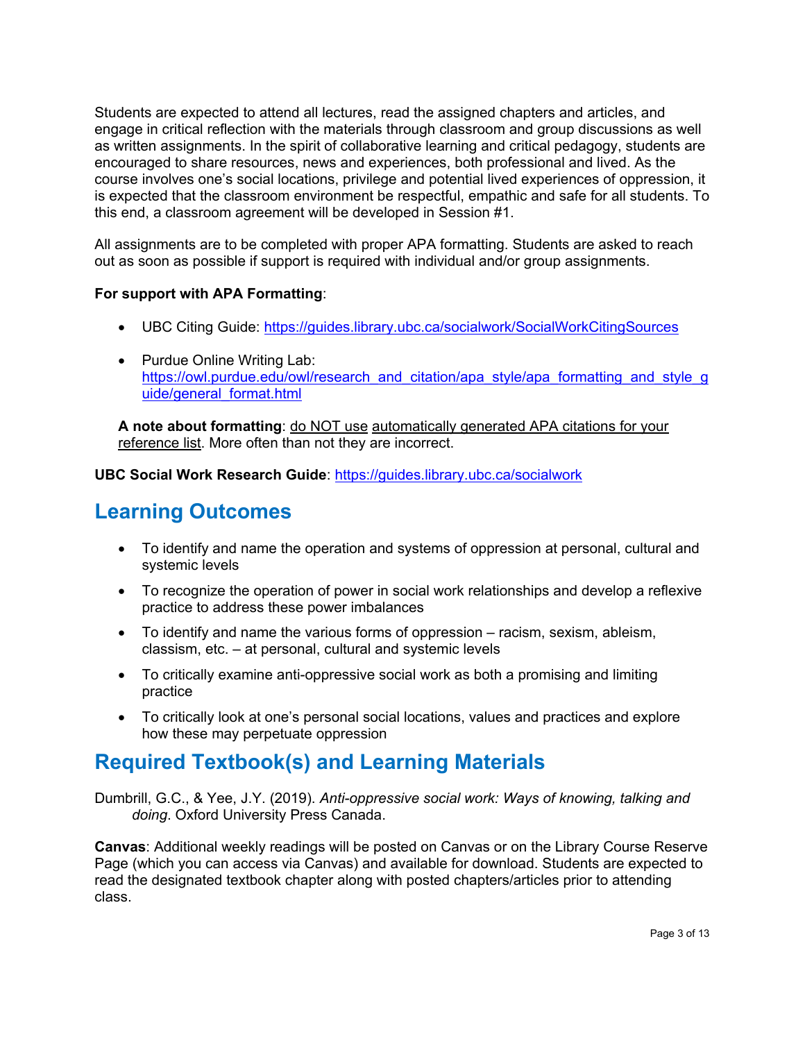Students are expected to attend all lectures, read the assigned chapters and articles, and engage in critical reflection with the materials through classroom and group discussions as well as written assignments. In the spirit of collaborative learning and critical pedagogy, students are encouraged to share resources, news and experiences, both professional and lived. As the course involves one's social locations, privilege and potential lived experiences of oppression, it is expected that the classroom environment be respectful, empathic and safe for all students. To this end, a classroom agreement will be developed in Session #1.

All assignments are to be completed with proper APA formatting. Students are asked to reach out as soon as possible if support is required with individual and/or group assignments.

**For support with APA Formatting**:

- UBC Citing Guide: https://guides.library.ubc.ca/socialwork/SocialWorkCitingSources
- Purdue Online Writing Lab: https://owl.purdue.edu/owl/research_and_citation/apa_style/apa_formatting_and_style_guide/general_format.html

**A note about formatting**: do NOT use automatically generated APA citations for your reference list. More often than not they are incorrect.

**UBC Social Work Research Guide**: https://guides.library.ubc.ca/socialwork

## Learning Outcomes

- To identify and name the operation and systems of oppression at personal, cultural and systemic levels
- To recognize the operation of power in social work relationships and develop a reflexive practice to address these power imbalances
- To identify and name the various forms of oppression – racism, sexism, ableism, classism, etc. – at personal, cultural and systemic levels
- To critically examine anti-oppressive social work as both a promising and limiting practice
- To critically look at one's personal social locations, values and practices and explore how these may perpetuate oppression

## Required Textbook(s) and Learning Materials

Dumbrill, G.C., & Yee, J.Y. (2019). *Anti-oppressive social work: Ways of knowing, talking and doing*. Oxford University Press Canada.

**Canvas**: Additional weekly readings will be posted on Canvas or on the Library Course Reserve Page (which you can access via Canvas) and available for download. Students are expected to read the designated textbook chapter along with posted chapters/articles prior to attending class.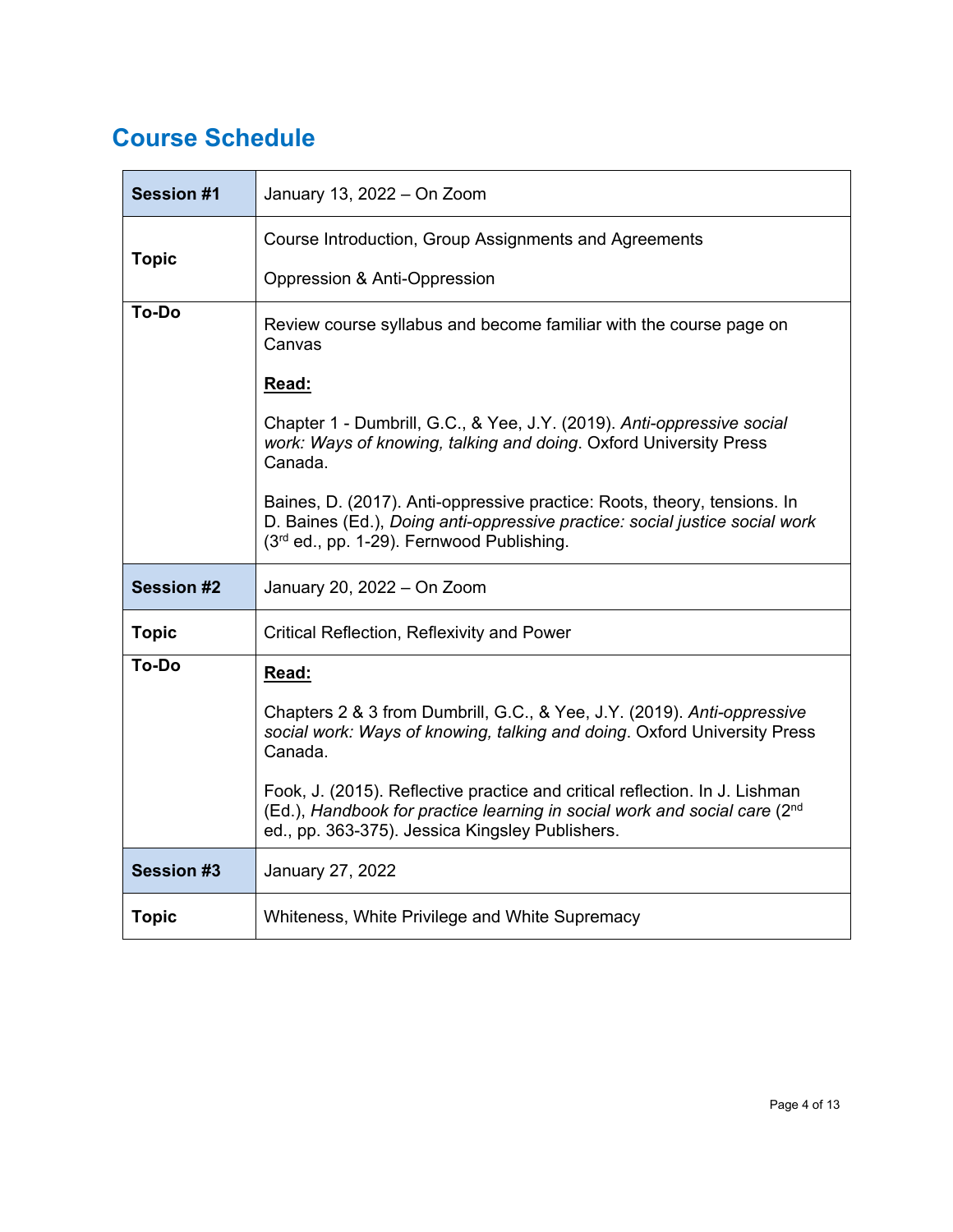## Course Schedule

| **Session #1** | January 13, 2022 – On Zoom |
|---|---|
| **Topic** | Course Introduction, Group Assignments and Agreements<br><br>Oppression & Anti-Oppression |
| **To-Do** | Review course syllabus and become familiar with the course page on Canvas<br><br>**<u>Read:</u>**<br><br>Chapter 1 - Dumbrill, G.C., & Yee, J.Y. (2019). *Anti-oppressive social work: Ways of knowing, talking and doing*. Oxford University Press Canada.<br><br>Baines, D. (2017). Anti-oppressive practice: Roots, theory, tensions. In D. Baines (Ed.), *Doing anti-oppressive practice: social justice social work* (3rd ed., pp. 1-29). Fernwood Publishing. |
| **Session #2** | January 20, 2022 – On Zoom |
| **Topic** | Critical Reflection, Reflexivity and Power |
| **To-Do** | **<u>Read:</u>**<br><br>Chapters 2 & 3 from Dumbrill, G.C., & Yee, J.Y. (2019). *Anti-oppressive social work: Ways of knowing, talking and doing*. Oxford University Press Canada.<br><br>Fook, J. (2015). Reflective practice and critical reflection. In J. Lishman (Ed.), *Handbook for practice learning in social work and social care* (2nd ed., pp. 363-375). Jessica Kingsley Publishers. |
| **Session #3** | January 27, 2022 |
| **Topic** | Whiteness, White Privilege and White Supremacy |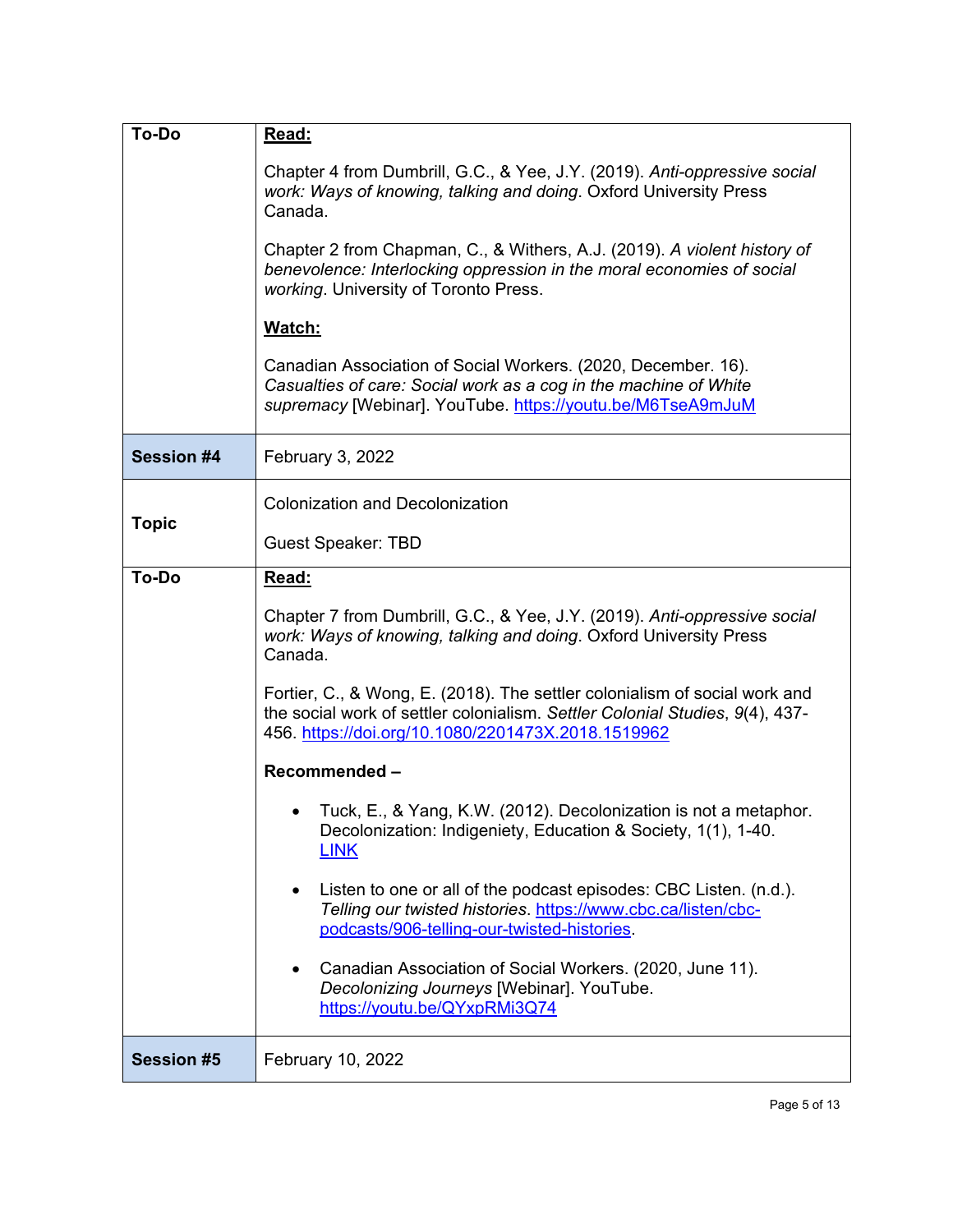| | |
|---|---|
| **To-Do** | **Read:**<br><br>Chapter 4 from Dumbrill, G.C., & Yee, J.Y. (2019). *Anti-oppressive social work: Ways of knowing, talking and doing*. Oxford University Press Canada.<br><br>Chapter 2 from Chapman, C., & Withers, A.J. (2019). *A violent history of benevolence: Interlocking oppression in the moral economies of social working*. University of Toronto Press.<br><br>**Watch:**<br><br>Canadian Association of Social Workers. (2020, December. 16). *Casualties of care: Social work as a cog in the machine of White supremacy* [Webinar]. YouTube. https://youtu.be/M6TseA9mJuM |
| **Session #4** | February 3, 2022 |
| **Topic** | Colonization and Decolonization<br><br>Guest Speaker: TBD |
| **To-Do** | **Read:**<br><br>Chapter 7 from Dumbrill, G.C., & Yee, J.Y. (2019). *Anti-oppressive social work: Ways of knowing, talking and doing*. Oxford University Press Canada.<br><br>Fortier, C., & Wong, E. (2018). The settler colonialism of social work and the social work of settler colonialism. *Settler Colonial Studies*, *9*(4), 437-456. https://doi.org/10.1080/2201473X.2018.1519962<br><br>**Recommended –**<br><br>• Tuck, E., & Yang, K.W. (2012). Decolonization is not a metaphor. Decolonization: Indigeniety, Education & Society, 1(1), 1-40. LINK<br><br>• Listen to one or all of the podcast episodes: CBC Listen. (n.d.). *Telling our twisted histories*. https://www.cbc.ca/listen/cbc-podcasts/906-telling-our-twisted-histories.<br><br>• Canadian Association of Social Workers. (2020, June 11). *Decolonizing Journeys* [Webinar]. YouTube. https://youtu.be/QYxpRMi3Q74 |
| **Session #5** | February 10, 2022 |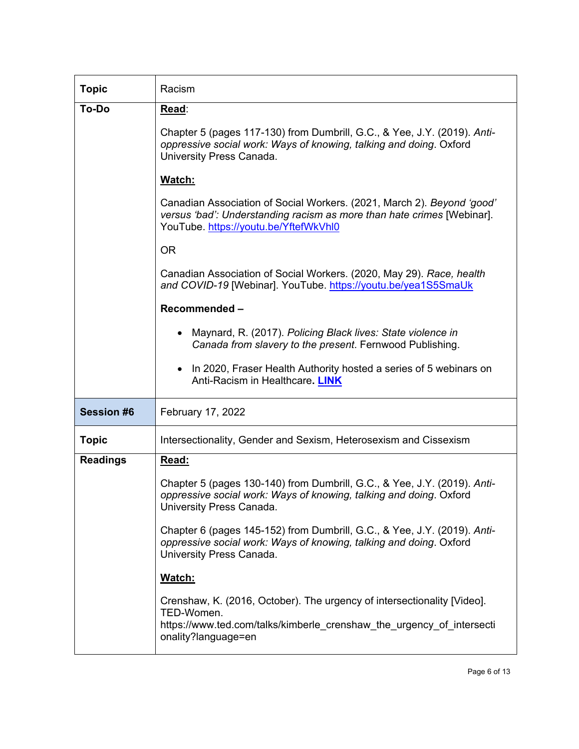| Topic | Racism |
| --- | --- |
| To-Do | **Read**:<br><br>Chapter 5 (pages 117-130) from Dumbrill, G.C., & Yee, J.Y. (2019). *Anti-oppressive social work: Ways of knowing, talking and doing*. Oxford University Press Canada.<br><br>**Watch:**<br><br>Canadian Association of Social Workers. (2021, March 2). *Beyond 'good' versus 'bad': Understanding racism as more than hate crimes* [Webinar]. YouTube. https://youtu.be/YftefWkVhl0<br><br>OR<br><br>Canadian Association of Social Workers. (2020, May 29). *Race, health and COVID-19* [Webinar]. YouTube. https://youtu.be/yea1S5SmaUk<br><br>**Recommended –**<br><br>• Maynard, R. (2017). *Policing Black lives: State violence in Canada from slavery to the present*. Fernwood Publishing.<br><br>• In 2020, Fraser Health Authority hosted a series of 5 webinars on Anti-Racism in Healthcare**. LINK** |
| **Session #6** | February 17, 2022 |
| **Topic** | Intersectionality, Gender and Sexism, Heterosexism and Cissexism |
| **Readings** | **Read:**<br><br>Chapter 5 (pages 130-140) from Dumbrill, G.C., & Yee, J.Y. (2019). *Anti-oppressive social work: Ways of knowing, talking and doing*. Oxford University Press Canada.<br><br>Chapter 6 (pages 145-152) from Dumbrill, G.C., & Yee, J.Y. (2019). *Anti-oppressive social work: Ways of knowing, talking and doing*. Oxford University Press Canada.<br><br>**Watch:**<br><br>Crenshaw, K. (2016, October). The urgency of intersectionality [Video]. TED-Women. https://www.ted.com/talks/kimberle_crenshaw_the_urgency_of_intersectionality?language=en |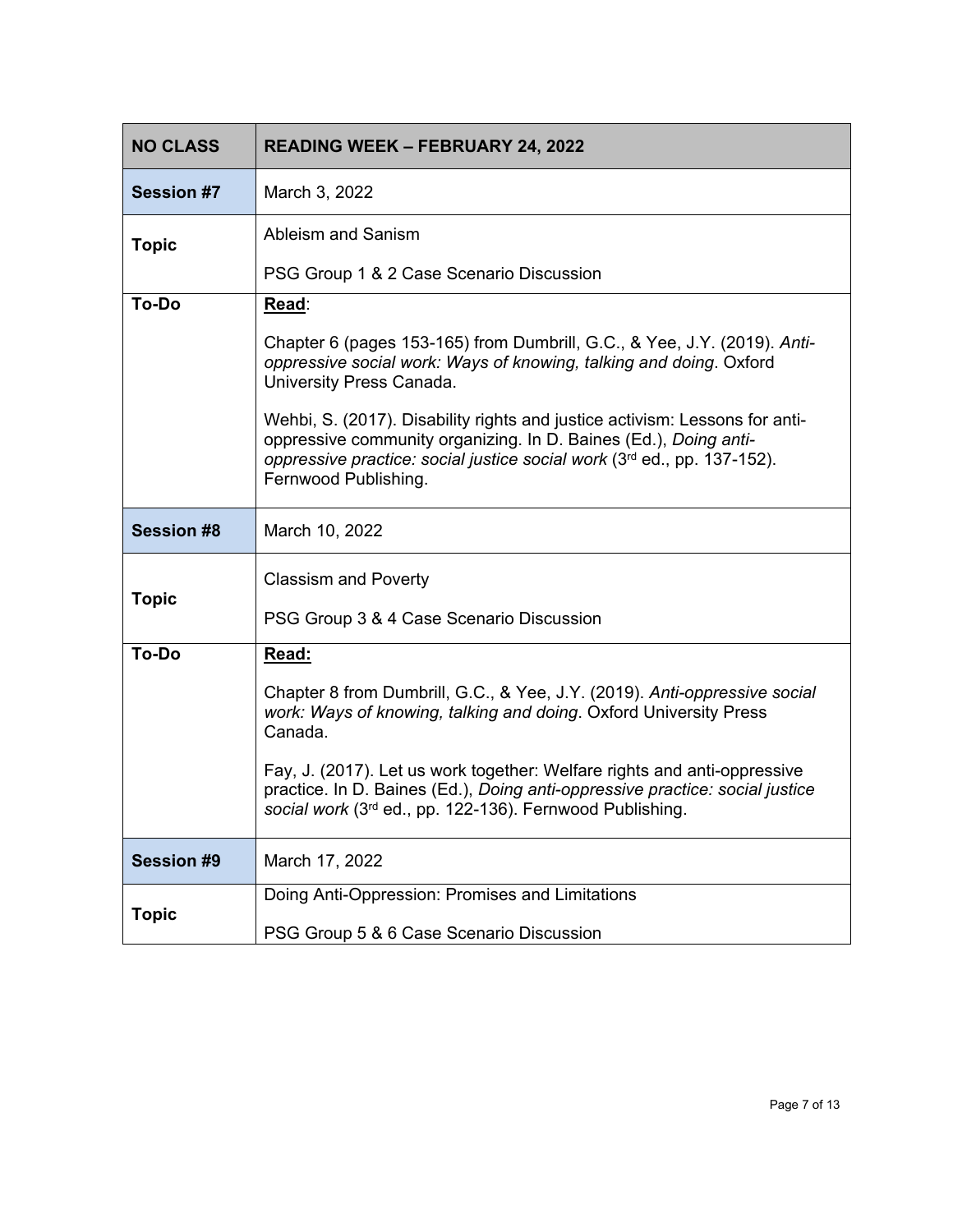| NO CLASS | READING WEEK – FEBRUARY 24, 2022 |
|---|---|
| **Session #7** | March 3, 2022 |
| **Topic** | Ableism and Sanism<br><br>PSG Group 1 & 2 Case Scenario Discussion |
| **To-Do** | **Read**:<br><br>Chapter 6 (pages 153-165) from Dumbrill, G.C., & Yee, J.Y. (2019). *Anti-oppressive social work: Ways of knowing, talking and doing*. Oxford University Press Canada.<br><br>Wehbi, S. (2017). Disability rights and justice activism: Lessons for anti-oppressive community organizing. In D. Baines (Ed.), *Doing anti-oppressive practice: social justice social work* (3rd ed., pp. 137-152). Fernwood Publishing. |
| **Session #8** | March 10, 2022 |
| **Topic** | Classism and Poverty<br><br>PSG Group 3 & 4 Case Scenario Discussion |
| **To-Do** | **Read:**<br><br>Chapter 8 from Dumbrill, G.C., & Yee, J.Y. (2019). *Anti-oppressive social work: Ways of knowing, talking and doing*. Oxford University Press Canada.<br><br>Fay, J. (2017). Let us work together: Welfare rights and anti-oppressive practice. In D. Baines (Ed.), *Doing anti-oppressive practice: social justice social work* (3rd ed., pp. 122-136). Fernwood Publishing. |
| **Session #9** | March 17, 2022 |
| **Topic** | Doing Anti-Oppression: Promises and Limitations<br><br>PSG Group 5 & 6 Case Scenario Discussion |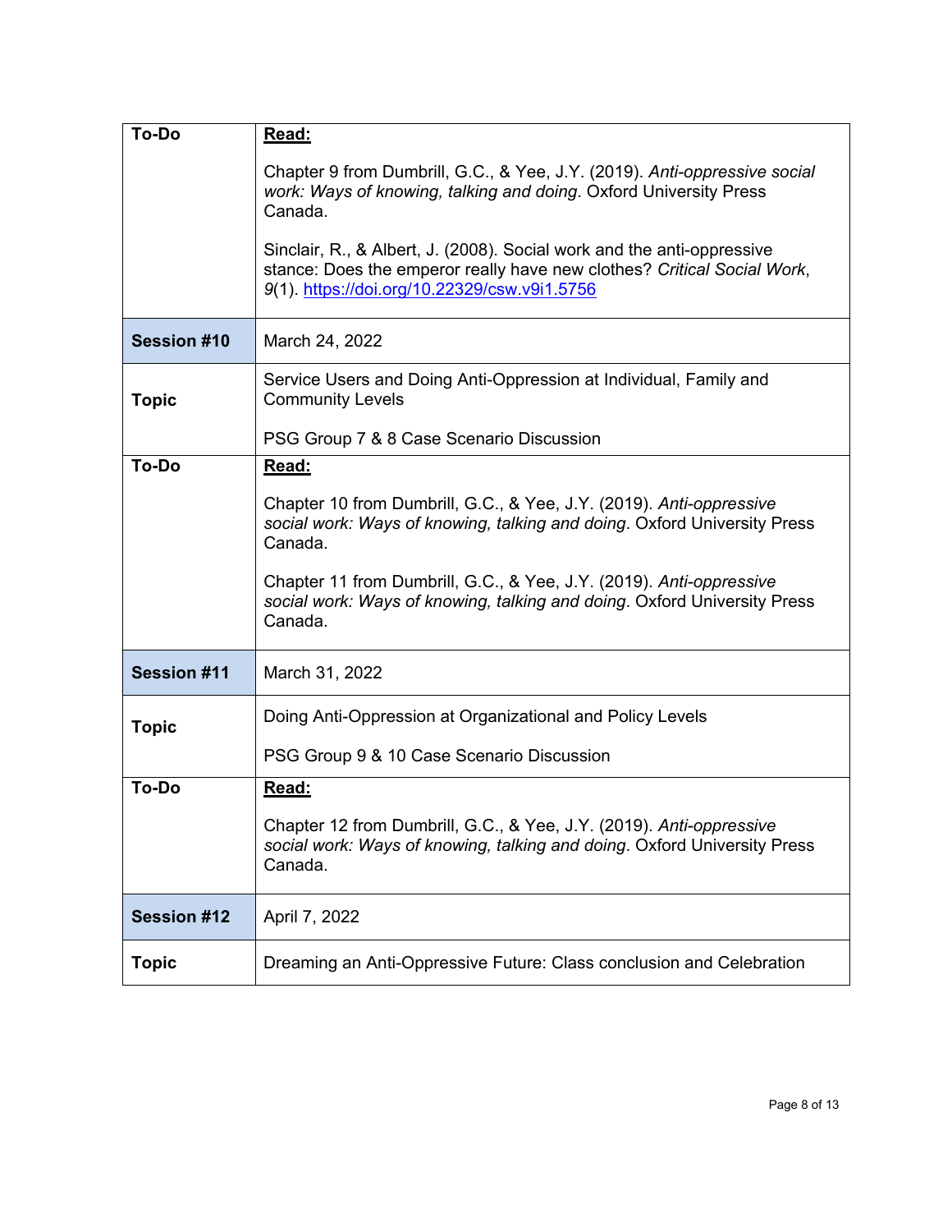| To-Do | **<u>Read:</u>**<br><br>Chapter 9 from Dumbrill, G.C., & Yee, J.Y. (2019). *Anti-oppressive social work: Ways of knowing, talking and doing*. Oxford University Press Canada.<br><br>Sinclair, R., & Albert, J. (2008). Social work and the anti-oppressive stance: Does the emperor really have new clothes? *Critical Social Work*, *9*(1). https://doi.org/10.22329/csw.v9i1.5756 |
|---|---|
| **Session #10** | March 24, 2022 |
| **Topic** | Service Users and Doing Anti-Oppression at Individual, Family and Community Levels<br><br>PSG Group 7 & 8 Case Scenario Discussion |
| **To-Do** | **<u>Read:</u>**<br><br>Chapter 10 from Dumbrill, G.C., & Yee, J.Y. (2019). *Anti-oppressive social work: Ways of knowing, talking and doing*. Oxford University Press Canada.<br><br>Chapter 11 from Dumbrill, G.C., & Yee, J.Y. (2019). *Anti-oppressive social work: Ways of knowing, talking and doing*. Oxford University Press Canada. |
| **Session #11** | March 31, 2022 |
| **Topic** | Doing Anti-Oppression at Organizational and Policy Levels<br><br>PSG Group 9 & 10 Case Scenario Discussion |
| **To-Do** | **<u>Read:</u>**<br><br>Chapter 12 from Dumbrill, G.C., & Yee, J.Y. (2019). *Anti-oppressive social work: Ways of knowing, talking and doing*. Oxford University Press Canada. |
| **Session #12** | April 7, 2022 |
| **Topic** | Dreaming an Anti-Oppressive Future: Class conclusion and Celebration |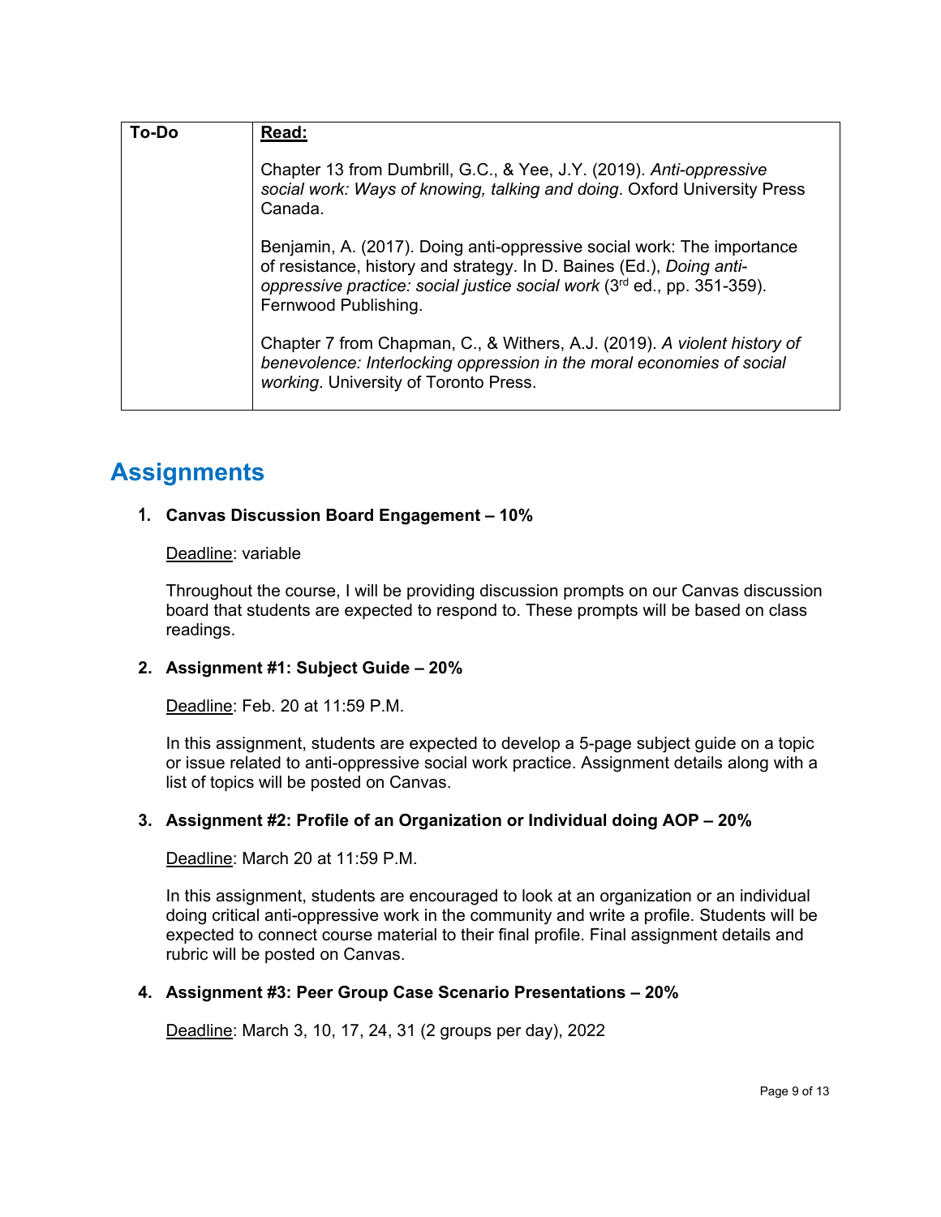| To-Do | **Read:** |
|---|---|
| | Chapter 13 from Dumbrill, G.C., & Yee, J.Y. (2019). *Anti-oppressive social work: Ways of knowing, talking and doing*. Oxford University Press Canada.<br><br>Benjamin, A. (2017). Doing anti-oppressive social work: The importance of resistance, history and strategy. In D. Baines (Ed.), *Doing anti-oppressive practice: social justice social work* (3rd ed., pp. 351-359). Fernwood Publishing.<br><br>Chapter 7 from Chapman, C., & Withers, A.J. (2019). *A violent history of benevolence: Interlocking oppression in the moral economies of social working*. University of Toronto Press. |

## Assignments

1. **Canvas Discussion Board Engagement – 10%**

   Deadline: variable

   Throughout the course, I will be providing discussion prompts on our Canvas discussion board that students are expected to respond to. These prompts will be based on class readings.

2. **Assignment #1: Subject Guide – 20%**

   Deadline: Feb. 20 at 11:59 P.M.

   In this assignment, students are expected to develop a 5-page subject guide on a topic or issue related to anti-oppressive social work practice. Assignment details along with a list of topics will be posted on Canvas.

3. **Assignment #2: Profile of an Organization or Individual doing AOP – 20%**

   Deadline: March 20 at 11:59 P.M.

   In this assignment, students are encouraged to look at an organization or an individual doing critical anti-oppressive work in the community and write a profile. Students will be expected to connect course material to their final profile. Final assignment details and rubric will be posted on Canvas.

4. **Assignment #3: Peer Group Case Scenario Presentations – 20%**

   Deadline: March 3, 10, 17, 24, 31 (2 groups per day), 2022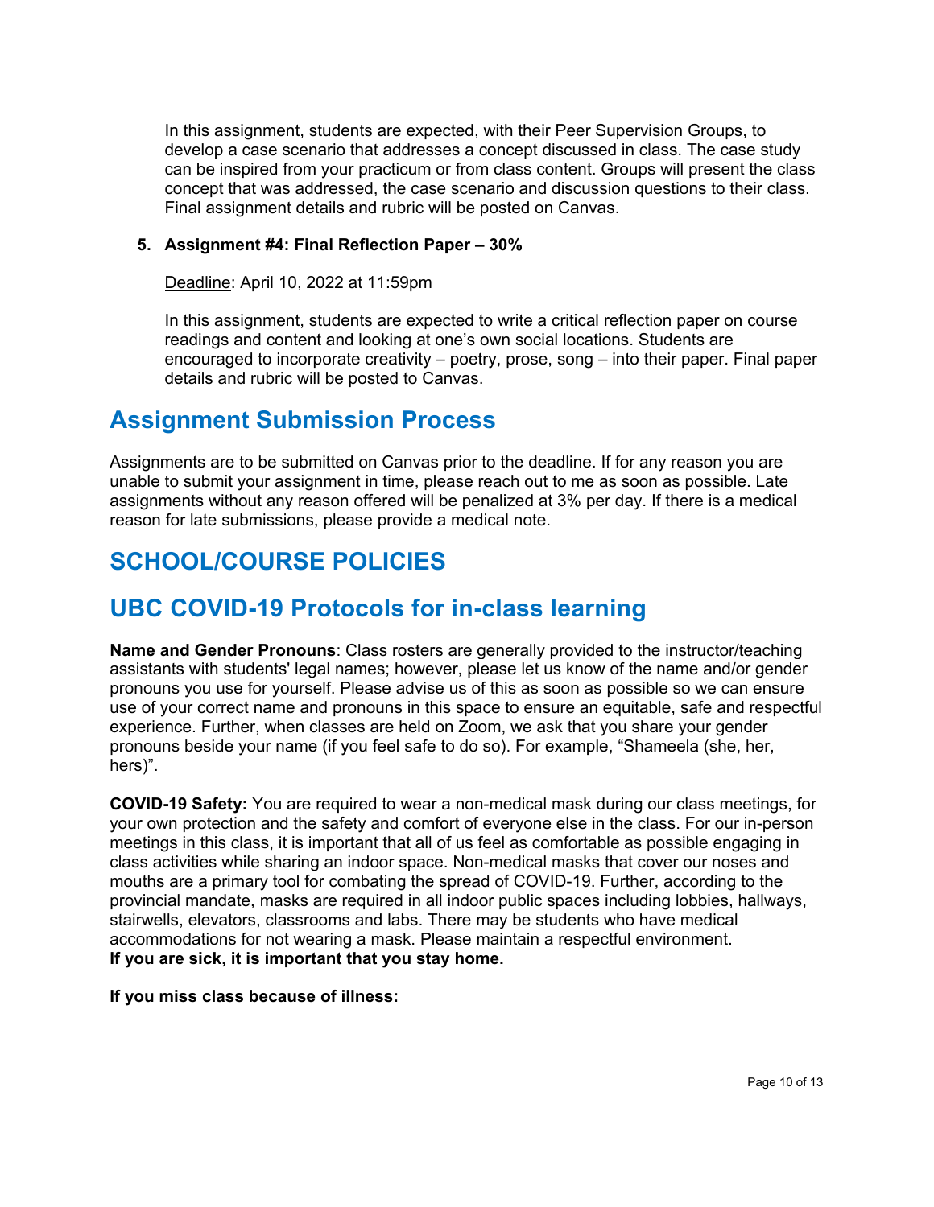In this assignment, students are expected, with their Peer Supervision Groups, to develop a case scenario that addresses a concept discussed in class. The case study can be inspired from your practicum or from class content. Groups will present the class concept that was addressed, the case scenario and discussion questions to their class. Final assignment details and rubric will be posted on Canvas.

5. **Assignment #4: Final Reflection Paper – 30%**

   Deadline: April 10, 2022 at 11:59pm

   In this assignment, students are expected to write a critical reflection paper on course readings and content and looking at one's own social locations. Students are encouraged to incorporate creativity – poetry, prose, song – into their paper. Final paper details and rubric will be posted to Canvas.

## Assignment Submission Process

Assignments are to be submitted on Canvas prior to the deadline. If for any reason you are unable to submit your assignment in time, please reach out to me as soon as possible. Late assignments without any reason offered will be penalized at 3% per day. If there is a medical reason for late submissions, please provide a medical note.

## SCHOOL/COURSE POLICIES

## UBC COVID-19 Protocols for in-class learning

**Name and Gender Pronouns**: Class rosters are generally provided to the instructor/teaching assistants with students' legal names; however, please let us know of the name and/or gender pronouns you use for yourself. Please advise us of this as soon as possible so we can ensure use of your correct name and pronouns in this space to ensure an equitable, safe and respectful experience. Further, when classes are held on Zoom, we ask that you share your gender pronouns beside your name (if you feel safe to do so). For example, "Shameela (she, her, hers)".

**COVID-19 Safety:** You are required to wear a non-medical mask during our class meetings, for your own protection and the safety and comfort of everyone else in the class. For our in-person meetings in this class, it is important that all of us feel as comfortable as possible engaging in class activities while sharing an indoor space. Non-medical masks that cover our noses and mouths are a primary tool for combating the spread of COVID-19. Further, according to the provincial mandate, masks are required in all indoor public spaces including lobbies, hallways, stairwells, elevators, classrooms and labs. There may be students who have medical accommodations for not wearing a mask. Please maintain a respectful environment.
**If you are sick, it is important that you stay home.**

**If you miss class because of illness:**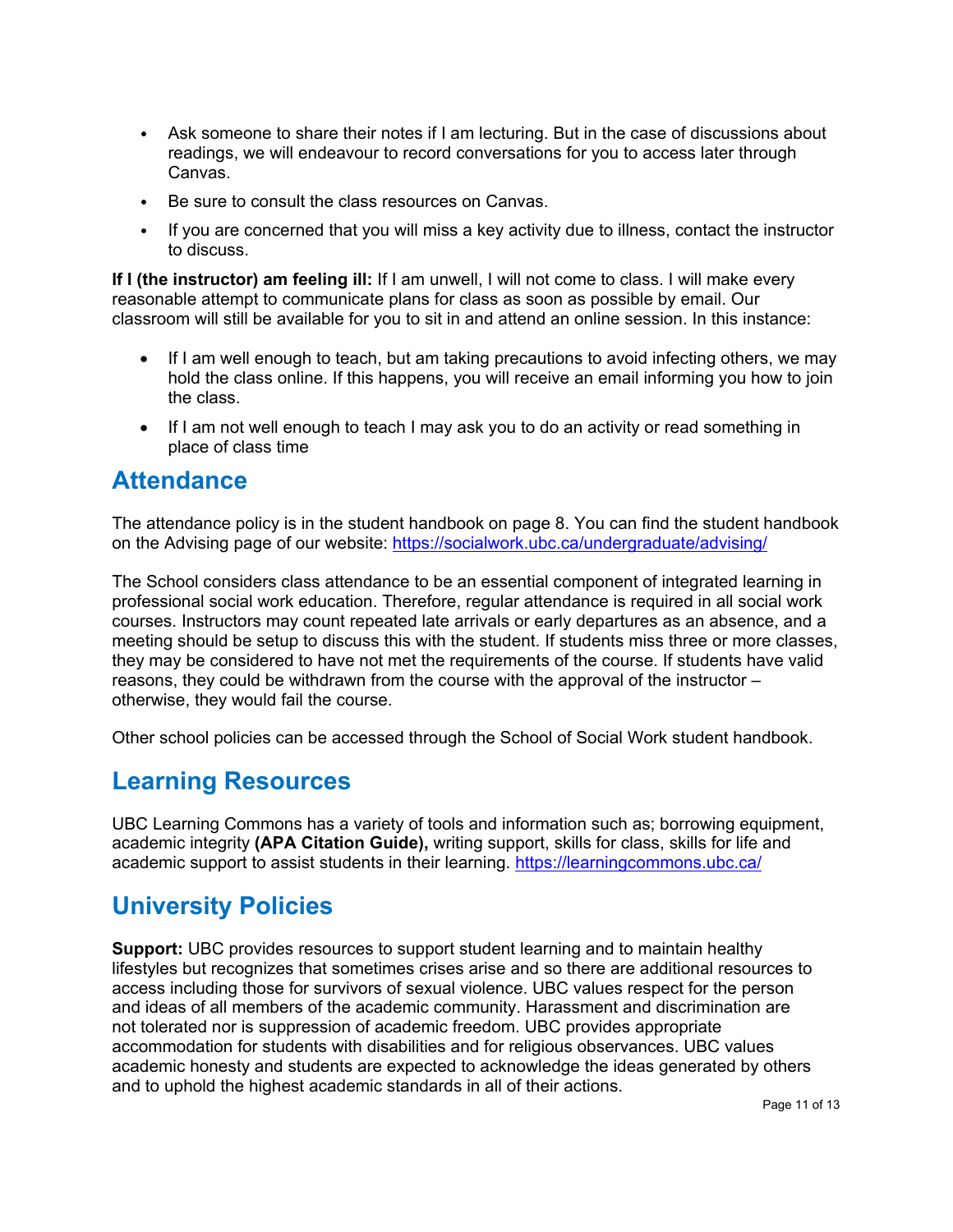- Ask someone to share their notes if I am lecturing. But in the case of discussions about readings, we will endeavour to record conversations for you to access later through Canvas.
- Be sure to consult the class resources on Canvas.
- If you are concerned that you will miss a key activity due to illness, contact the instructor to discuss.

**If I (the instructor) am feeling ill:** If I am unwell, I will not come to class. I will make every reasonable attempt to communicate plans for class as soon as possible by email. Our classroom will still be available for you to sit in and attend an online session. In this instance:

- If I am well enough to teach, but am taking precautions to avoid infecting others, we may hold the class online. If this happens, you will receive an email informing you how to join the class.
- If I am not well enough to teach I may ask you to do an activity or read something in place of class time

## Attendance

The attendance policy is in the student handbook on page 8. You can find the student handbook on the Advising page of our website: https://socialwork.ubc.ca/undergraduate/advising/

The School considers class attendance to be an essential component of integrated learning in professional social work education. Therefore, regular attendance is required in all social work courses. Instructors may count repeated late arrivals or early departures as an absence, and a meeting should be setup to discuss this with the student. If students miss three or more classes, they may be considered to have not met the requirements of the course. If students have valid reasons, they could be withdrawn from the course with the approval of the instructor – otherwise, they would fail the course.

Other school policies can be accessed through the School of Social Work student handbook.

## Learning Resources

UBC Learning Commons has a variety of tools and information such as; borrowing equipment, academic integrity **(APA Citation Guide),** writing support, skills for class, skills for life and academic support to assist students in their learning. https://learningcommons.ubc.ca/

## University Policies

**Support:** UBC provides resources to support student learning and to maintain healthy lifestyles but recognizes that sometimes crises arise and so there are additional resources to access including those for survivors of sexual violence. UBC values respect for the person and ideas of all members of the academic community. Harassment and discrimination are not tolerated nor is suppression of academic freedom. UBC provides appropriate accommodation for students with disabilities and for religious observances. UBC values academic honesty and students are expected to acknowledge the ideas generated by others and to uphold the highest academic standards in all of their actions.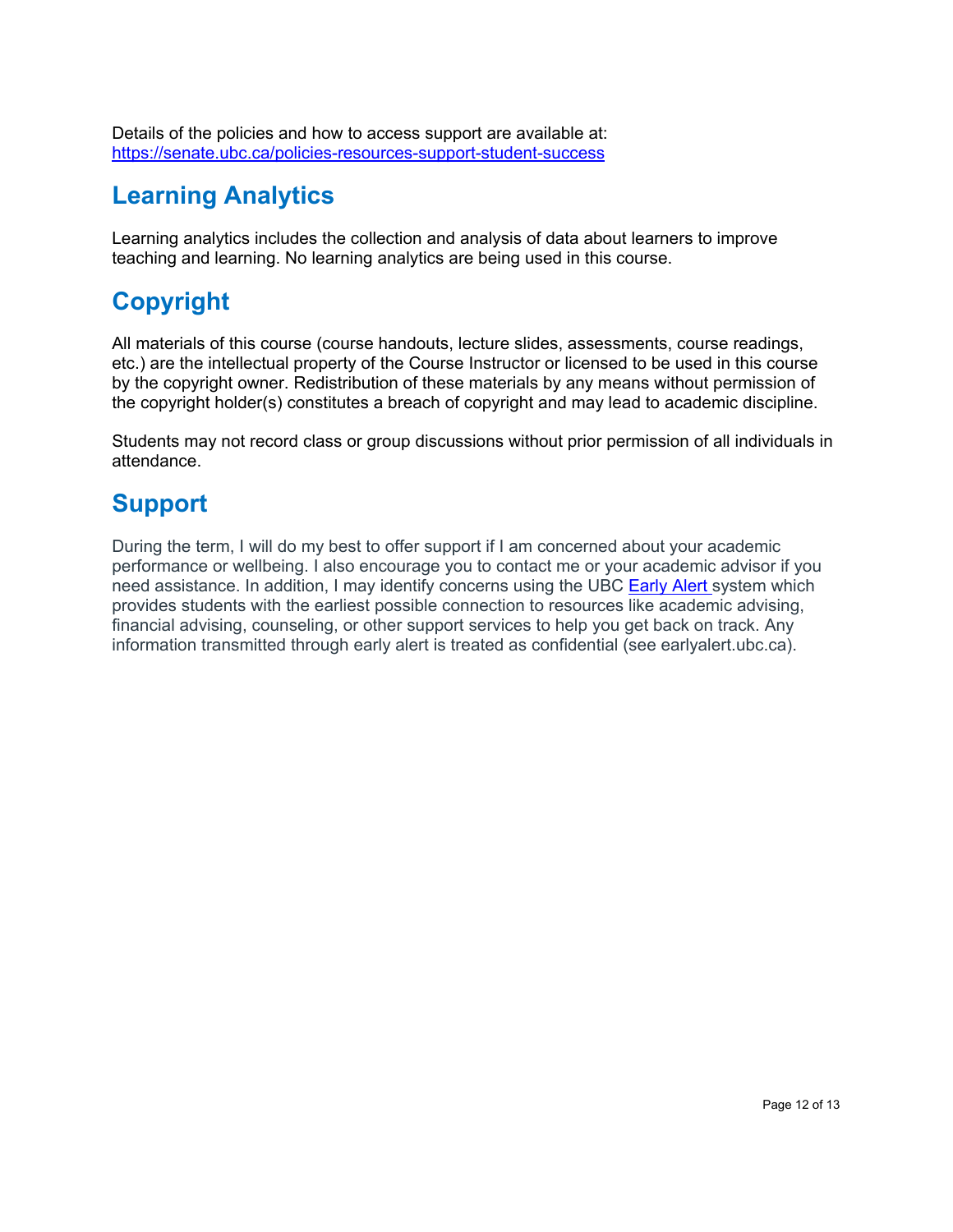Details of the policies and how to access support are available at: https://senate.ubc.ca/policies-resources-support-student-success

## Learning Analytics

Learning analytics includes the collection and analysis of data about learners to improve teaching and learning. No learning analytics are being used in this course.

## Copyright

All materials of this course (course handouts, lecture slides, assessments, course readings, etc.) are the intellectual property of the Course Instructor or licensed to be used in this course by the copyright owner. Redistribution of these materials by any means without permission of the copyright holder(s) constitutes a breach of copyright and may lead to academic discipline.

Students may not record class or group discussions without prior permission of all individuals in attendance.

## Support

During the term, I will do my best to offer support if I am concerned about your academic performance or wellbeing. I also encourage you to contact me or your academic advisor if you need assistance. In addition, I may identify concerns using the UBC Early Alert system which provides students with the earliest possible connection to resources like academic advising, financial advising, counseling, or other support services to help you get back on track. Any information transmitted through early alert is treated as confidential (see earlyalert.ubc.ca).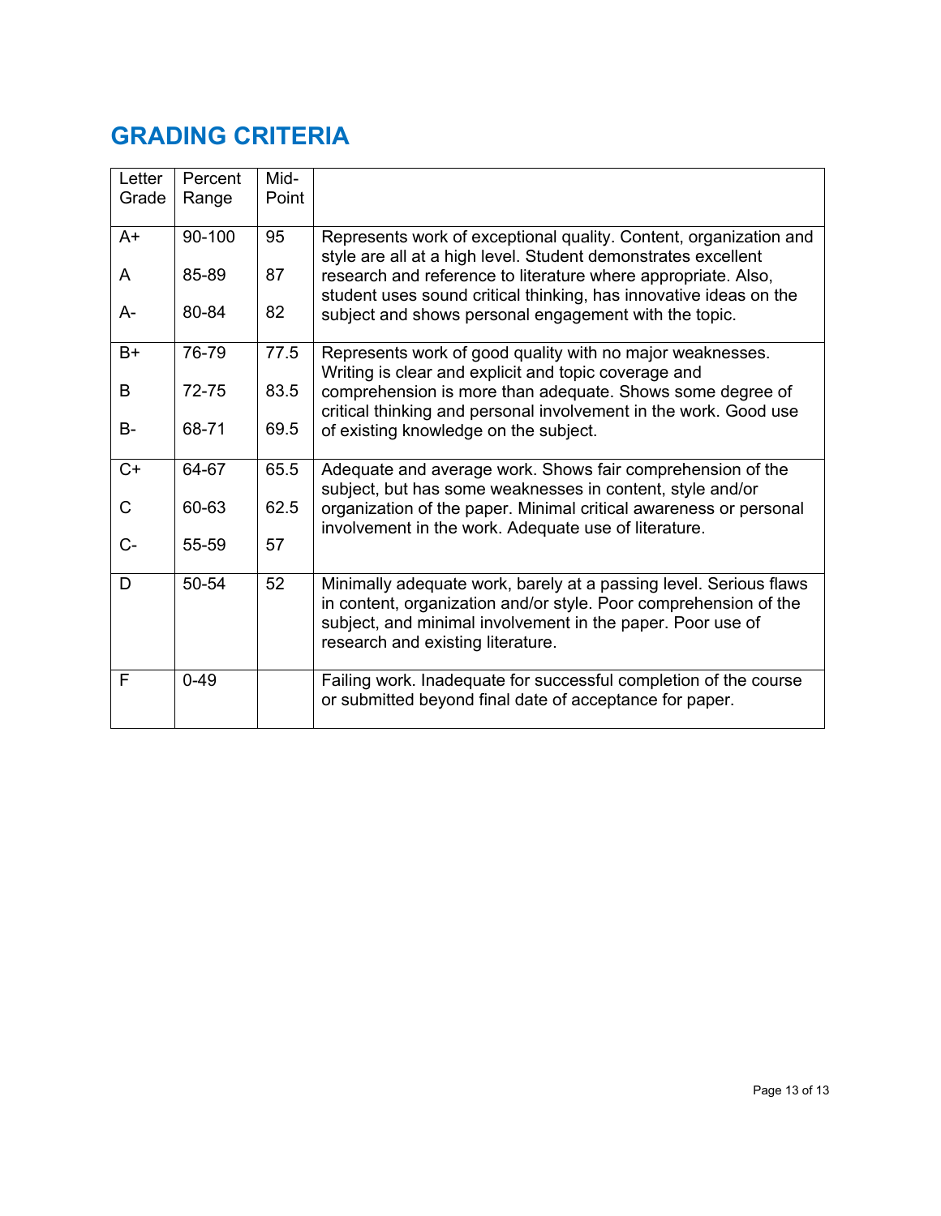## GRADING CRITERIA

| Letter Grade | Percent Range | Mid-Point | |
|---|---|---|---|
| A+ | 90-100 | 95 | Represents work of exceptional quality. Content, organization and style are all at a high level. Student demonstrates excellent research and reference to literature where appropriate. Also, student uses sound critical thinking, has innovative ideas on the subject and shows personal engagement with the topic. |
| A | 85-89 | 87 | |
| A- | 80-84 | 82 | |
| B+ | 76-79 | 77.5 | Represents work of good quality with no major weaknesses. Writing is clear and explicit and topic coverage and comprehension is more than adequate. Shows some degree of critical thinking and personal involvement in the work. Good use of existing knowledge on the subject. |
| B | 72-75 | 83.5 | |
| B- | 68-71 | 69.5 | |
| C+ | 64-67 | 65.5 | Adequate and average work. Shows fair comprehension of the subject, but has some weaknesses in content, style and/or organization of the paper. Minimal critical awareness or personal involvement in the work. Adequate use of literature. |
| C | 60-63 | 62.5 | |
| C- | 55-59 | 57 | |
| D | 50-54 | 52 | Minimally adequate work, barely at a passing level. Serious flaws in content, organization and/or style. Poor comprehension of the subject, and minimal involvement in the paper. Poor use of research and existing literature. |
| F | 0-49 | | Failing work. Inadequate for successful completion of the course or submitted beyond final date of acceptance for paper. |